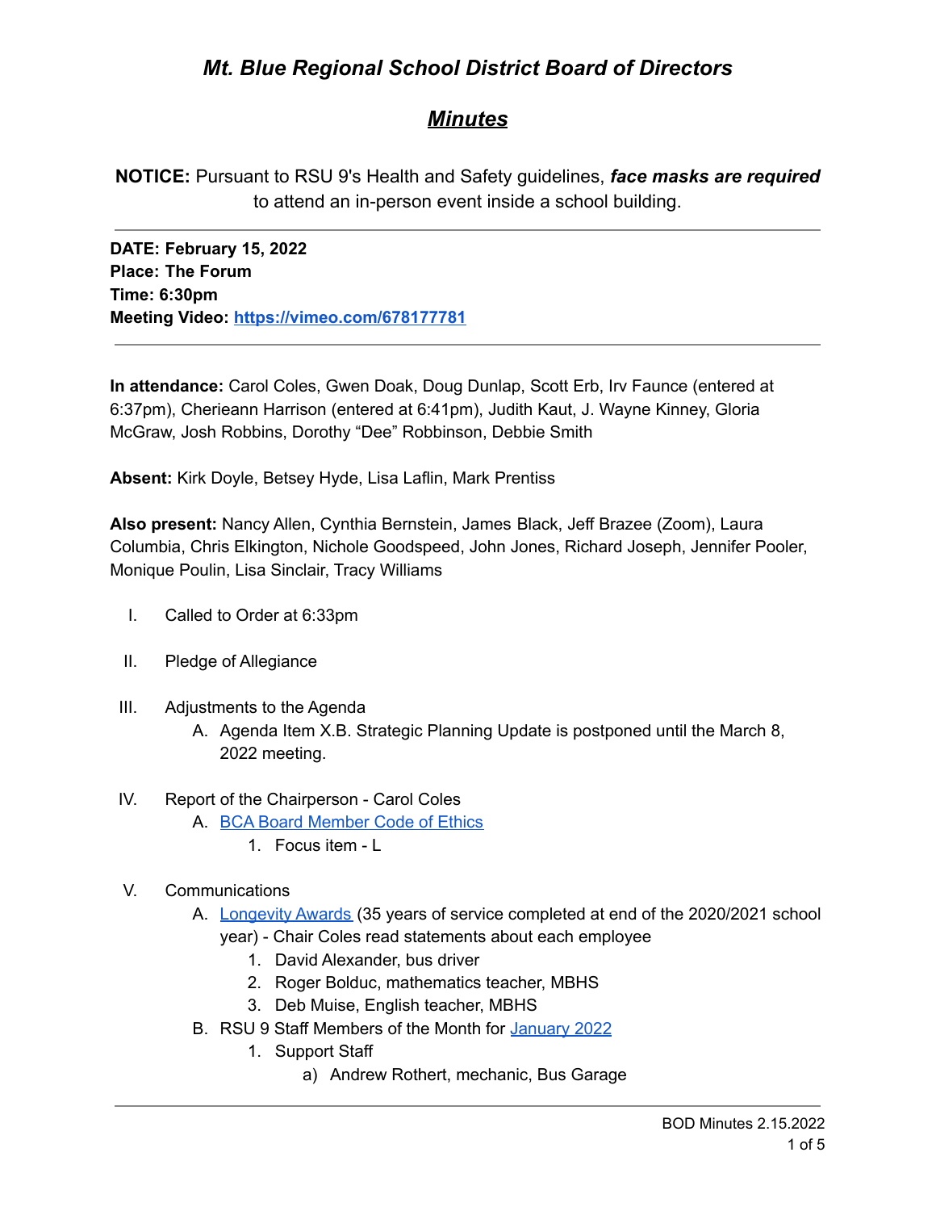# *Mt. Blue Regional School District Board of Directors*

## ***Minutes***

**NOTICE:** Pursuant to RSU 9's Health and Safety guidelines, ***face masks are required*** to attend an in-person event inside a school building.

---

**DATE: February 15, 2022**
**Place: The Forum**
**Time: 6:30pm**
**Meeting Video: [https://vimeo.com/678177781](https://vimeo.com/678177781)**

---

**In attendance:** Carol Coles, Gwen Doak, Doug Dunlap, Scott Erb, Irv Faunce (entered at 6:37pm), Cherieann Harrison (entered at 6:41pm), Judith Kaut, J. Wayne Kinney, Gloria McGraw, Josh Robbins, Dorothy "Dee" Robbinson, Debbie Smith

**Absent:** Kirk Doyle, Betsey Hyde, Lisa Laflin, Mark Prentiss

**Also present:** Nancy Allen, Cynthia Bernstein, James Black, Jeff Brazee (Zoom), Laura Columbia, Chris Elkington, Nichole Goodspeed, John Jones, Richard Joseph, Jennifer Pooler, Monique Poulin, Lisa Sinclair, Tracy Williams

I. Called to Order at 6:33pm

II. Pledge of Allegiance

III. Adjustments to the Agenda
   A. Agenda Item X.B. Strategic Planning Update is postponed until the March 8, 2022 meeting.

IV. Report of the Chairperson - Carol Coles
   A. BCA Board Member Code of Ethics
      1. Focus item - L

V. Communications
   A. Longevity Awards (35 years of service completed at end of the 2020/2021 school year) - Chair Coles read statements about each employee
      1. David Alexander, bus driver
      2. Roger Bolduc, mathematics teacher, MBHS
      3. Deb Muise, English teacher, MBHS
   B. RSU 9 Staff Members of the Month for January 2022
      1. Support Staff
         a) Andrew Rothert, mechanic, Bus Garage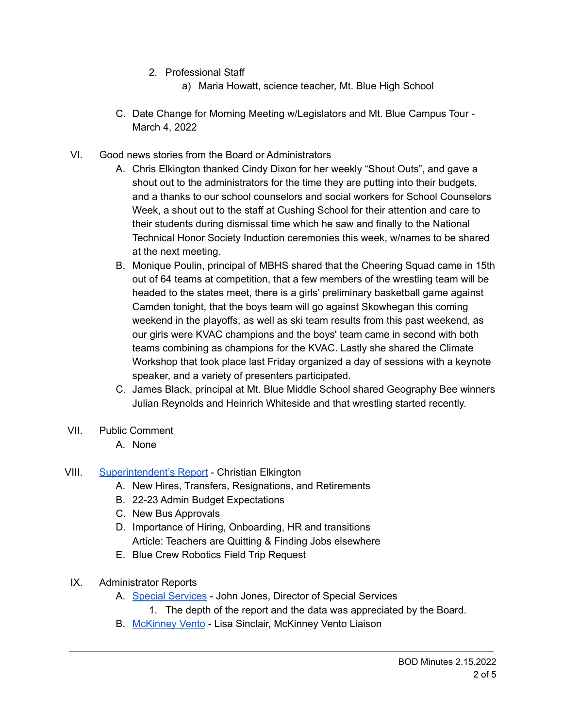2. Professional Staff
   a) Maria Howatt, science teacher, Mt. Blue High School

C. Date Change for Morning Meeting w/Legislators and Mt. Blue Campus Tour - March 4, 2022

VI. Good news stories from the Board or Administrators

A. Chris Elkington thanked Cindy Dixon for her weekly "Shout Outs", and gave a shout out to the administrators for the time they are putting into their budgets, and a thanks to our school counselors and social workers for School Counselors Week, a shout out to the staff at Cushing School for their attention and care to their students during dismissal time which he saw and finally to the National Technical Honor Society Induction ceremonies this week, w/names to be shared at the next meeting.

B. Monique Poulin, principal of MBHS shared that the Cheering Squad came in 15th out of 64 teams at competition, that a few members of the wrestling team will be headed to the states meet, there is a girls' preliminary basketball game against Camden tonight, that the boys team will go against Skowhegan this coming weekend in the playoffs, as well as ski team results from this past weekend, as our girls were KVAC champions and the boys' team came in second with both teams combining as champions for the KVAC. Lastly she shared the Climate Workshop that took place last Friday organized a day of sessions with a keynote speaker, and a variety of presenters participated.

C. James Black, principal at Mt. Blue Middle School shared Geography Bee winners Julian Reynolds and Heinrich Whiteside and that wrestling started recently.

VII. Public Comment

A. None

VIII. Superintendent's Report - Christian Elkington

A. New Hires, Transfers, Resignations, and Retirements
B. 22-23 Admin Budget Expectations
C. New Bus Approvals
D. Importance of Hiring, Onboarding, HR and transitions
   Article: Teachers are Quitting & Finding Jobs elsewhere
E. Blue Crew Robotics Field Trip Request

IX. Administrator Reports

A. Special Services - John Jones, Director of Special Services
   1. The depth of the report and the data was appreciated by the Board.
B. McKinney Vento - Lisa Sinclair, McKinney Vento Liaison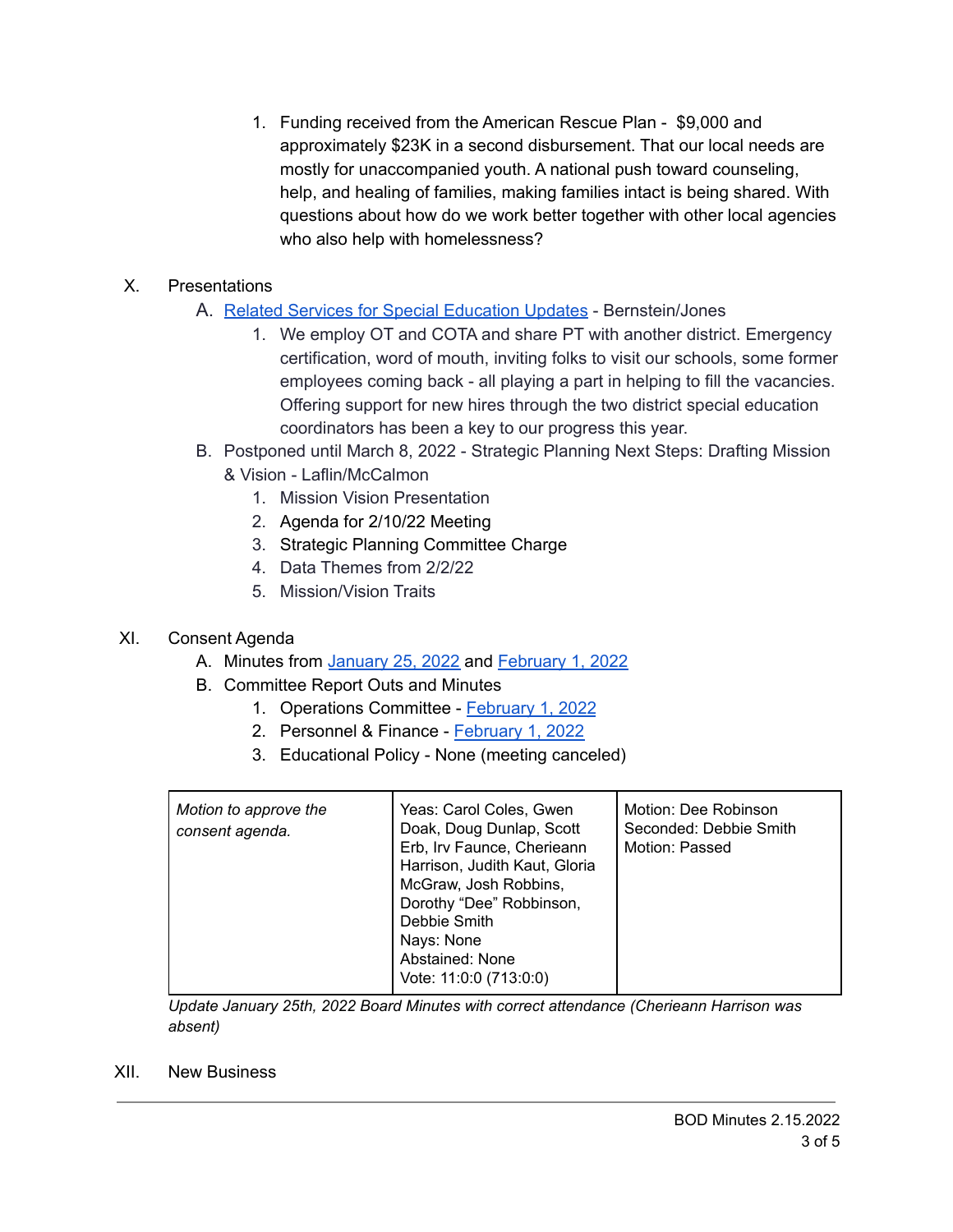1. Funding received from the American Rescue Plan - $9,000 and approximately $23K in a second disbursement. That our local needs are mostly for unaccompanied youth. A national push toward counseling, help, and healing of families, making families intact is being shared. With questions about how do we work better together with other local agencies who also help with homelessness?

X. Presentations

   A. Related Services for Special Education Updates - Bernstein/Jones

      1. We employ OT and COTA and share PT with another district. Emergency certification, word of mouth, inviting folks to visit our schools, some former employees coming back - all playing a part in helping to fill the vacancies. Offering support for new hires through the two district special education coordinators has been a key to our progress this year.

   B. Postponed until March 8, 2022 - Strategic Planning Next Steps: Drafting Mission & Vision - Laflin/McCalmon

      1. Mission Vision Presentation
      2. Agenda for 2/10/22 Meeting
      3. Strategic Planning Committee Charge
      4. Data Themes from 2/2/22
      5. Mission/Vision Traits

XI. Consent Agenda

   A. Minutes from January 25, 2022 and February 1, 2022

   B. Committee Report Outs and Minutes

      1. Operations Committee - February 1, 2022
      2. Personnel & Finance - February 1, 2022
      3. Educational Policy - None (meeting canceled)

| *Motion to approve the consent agenda.* | Yeas: Carol Coles, Gwen Doak, Doug Dunlap, Scott Erb, Irv Faunce, Cherieann Harrison, Judith Kaut, Gloria McGraw, Josh Robbins, Dorothy "Dee" Robbinson, Debbie Smith<br>Nays: None<br>Abstained: None<br>Vote: 11:0:0 (713:0:0) | Motion: Dee Robinson<br>Seconded: Debbie Smith<br>Motion: Passed |
|---|---|---|

*Update January 25th, 2022 Board Minutes with correct attendance (Cherieann Harrison was absent)*

XII. New Business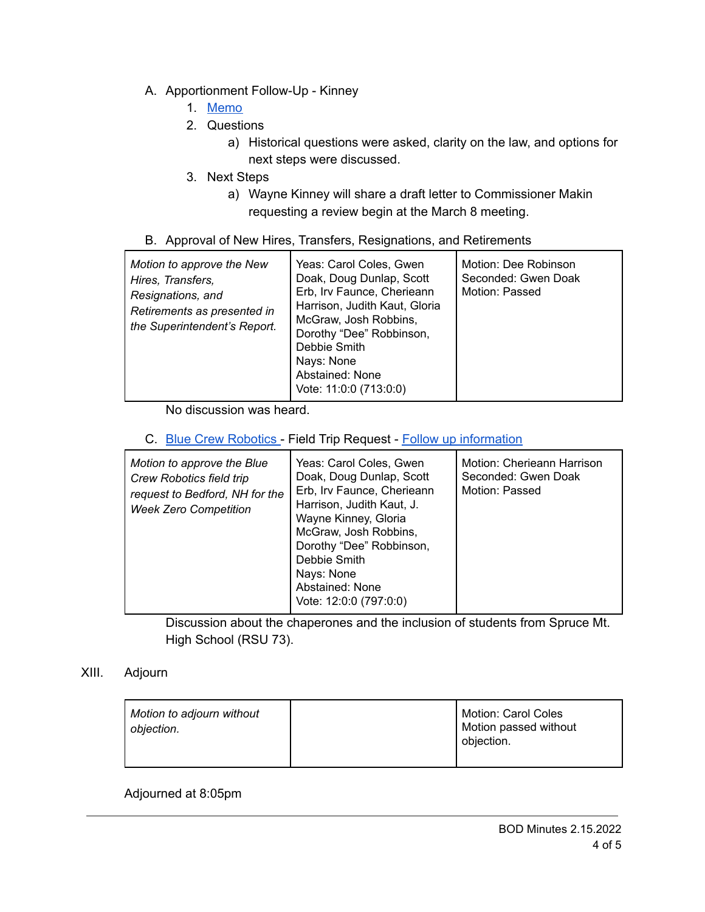A. Apportionment Follow-Up - Kinney
   1. Memo
   2. Questions
      a) Historical questions were asked, clarity on the law, and options for next steps were discussed.
   3. Next Steps
      a) Wayne Kinney will share a draft letter to Commissioner Makin requesting a review begin at the March 8 meeting.

B. Approval of New Hires, Transfers, Resignations, and Retirements

| | | |
|---|---|---|
| *Motion to approve the New Hires, Transfers, Resignations, and Retirements as presented in the Superintendent's Report.* | Yeas: Carol Coles, Gwen Doak, Doug Dunlap, Scott Erb, Irv Faunce, Cherieann Harrison, Judith Kaut, Gloria McGraw, Josh Robbins, Dorothy "Dee" Robbinson, Debbie Smith<br>Nays: None<br>Abstained: None<br>Vote: 11:0:0 (713:0:0) | Motion: Dee Robinson<br>Seconded: Gwen Doak<br>Motion: Passed |

No discussion was heard.

C. Blue Crew Robotics - Field Trip Request - Follow up information

| | | |
|---|---|---|
| *Motion to approve the Blue Crew Robotics field trip request to Bedford, NH for the Week Zero Competition* | Yeas: Carol Coles, Gwen Doak, Doug Dunlap, Scott Erb, Irv Faunce, Cherieann Harrison, Judith Kaut, J. Wayne Kinney, Gloria McGraw, Josh Robbins, Dorothy "Dee" Robbinson, Debbie Smith<br>Nays: None<br>Abstained: None<br>Vote: 12:0:0 (797:0:0) | Motion: Cherieann Harrison<br>Seconded: Gwen Doak<br>Motion: Passed |

Discussion about the chaperones and the inclusion of students from Spruce Mt. High School (RSU 73).

## XIII. Adjourn

| | | |
|---|---|---|
| *Motion to adjourn without objection.* | | Motion: Carol Coles<br>Motion passed without objection. |

Adjourned at 8:05pm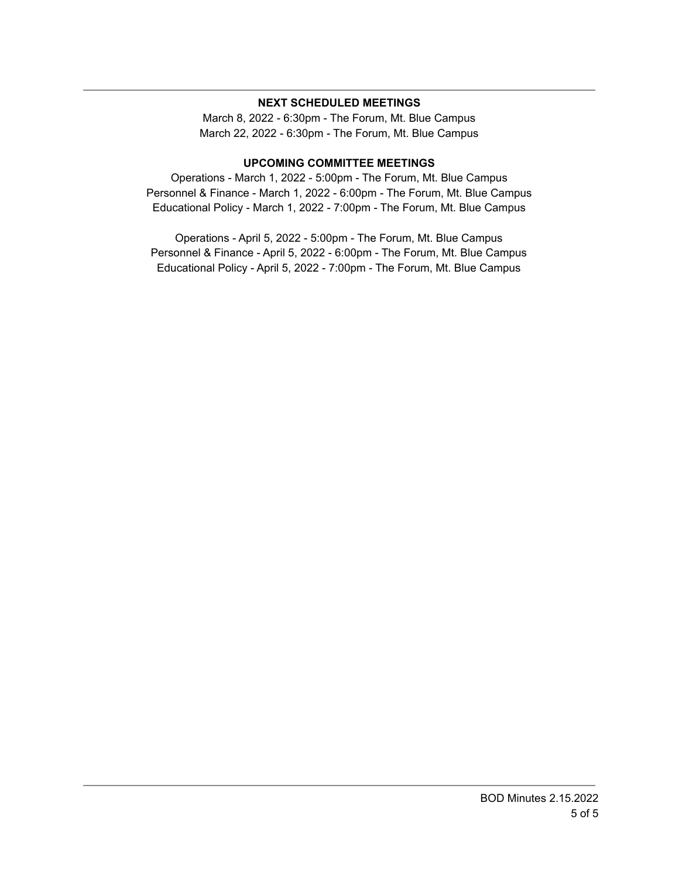## NEXT SCHEDULED MEETINGS

March 8, 2022 - 6:30pm - The Forum, Mt. Blue Campus
March 22, 2022 - 6:30pm - The Forum, Mt. Blue Campus

## UPCOMING COMMITTEE MEETINGS

Operations - March 1, 2022 - 5:00pm - The Forum, Mt. Blue Campus
Personnel & Finance - March 1, 2022 - 6:00pm - The Forum, Mt. Blue Campus
Educational Policy - March 1, 2022 - 7:00pm - The Forum, Mt. Blue Campus

Operations - April 5, 2022 - 5:00pm - The Forum, Mt. Blue Campus
Personnel & Finance - April 5, 2022 - 6:00pm - The Forum, Mt. Blue Campus
Educational Policy - April 5, 2022 - 7:00pm - The Forum, Mt. Blue Campus